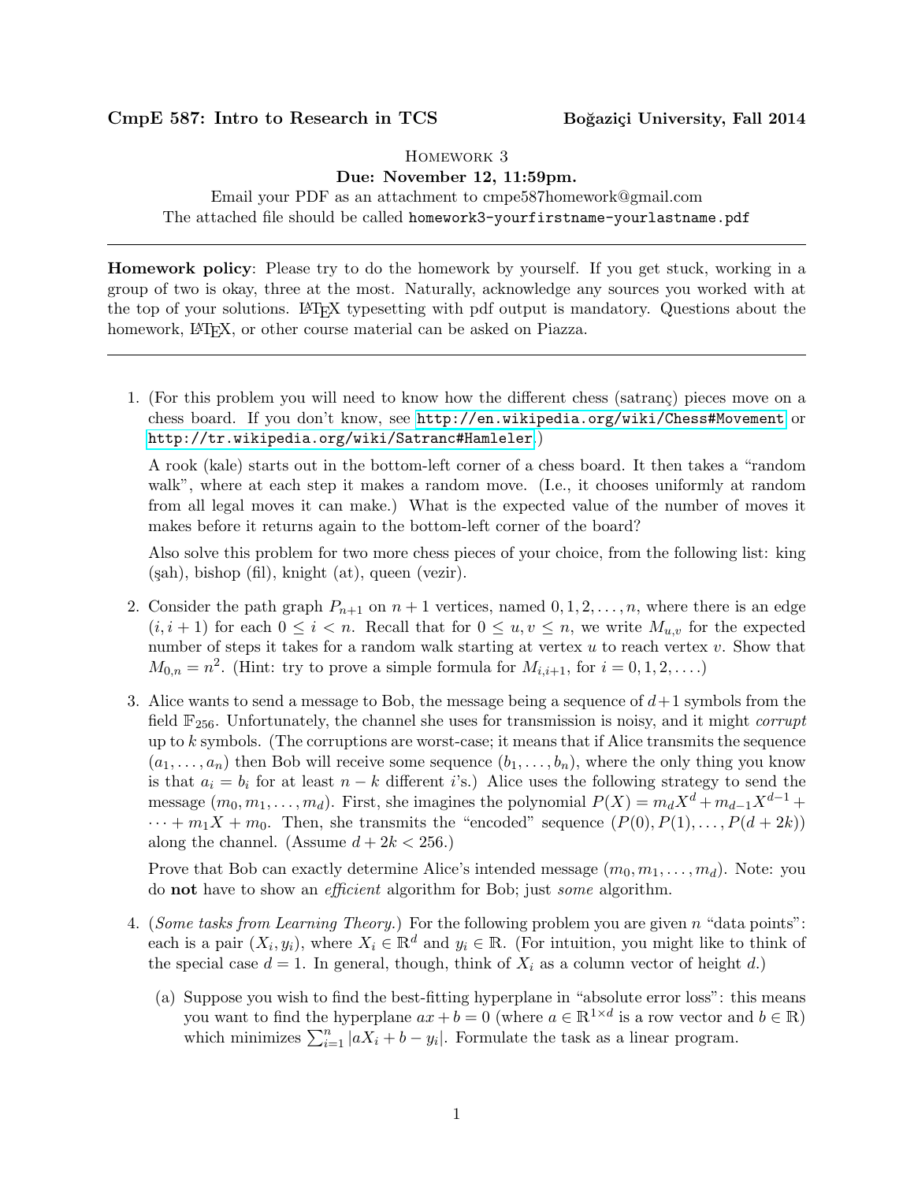**CmpE 587: Intro to Research in TCS** **Boğaziçi University, Fall 2014**

# Homework 3

**Due: November 12, 11:59pm.**

Email your PDF as an attachment to cmpe587homework@gmail.com
The attached file should be called `homework3-yourfirstname-yourlastname.pdf`

---

**Homework policy**: Please try to do the homework by yourself. If you get stuck, working in a group of two is okay, three at the most. Naturally, acknowledge any sources you worked with at the top of your solutions. LaTeX typesetting with pdf output is mandatory. Questions about the homework, LaTeX, or other course material can be asked on Piazza.

---

1. (For this problem you will need to know how the different chess (satranç) pieces move on a chess board. If you don't know, see http://en.wikipedia.org/wiki/Chess#Movement or http://tr.wikipedia.org/wiki/Satranc#Hamleler.)

   A rook (kale) starts out in the bottom-left corner of a chess board. It then takes a "random walk", where at each step it makes a random move. (I.e., it chooses uniformly at random from all legal moves it can make.) What is the expected value of the number of moves it makes before it returns again to the bottom-left corner of the board?

   Also solve this problem for two more chess pieces of your choice, from the following list: king (şah), bishop (fil), knight (at), queen (vezir).

2. Consider the path graph $P_{n+1}$ on $n+1$ vertices, named $0, 1, 2, \ldots, n$, where there is an edge $(i, i+1)$ for each $0 \le i < n$. Recall that for $0 \le u, v \le n$, we write $M_{u,v}$ for the expected number of steps it takes for a random walk starting at vertex $u$ to reach vertex $v$. Show that $M_{0,n} = n^2$. (Hint: try to prove a simple formula for $M_{i,i+1}$, for $i = 0, 1, 2, \ldots$.)

3. Alice wants to send a message to Bob, the message being a sequence of $d+1$ symbols from the field $\mathbb{F}_{256}$. Unfortunately, the channel she uses for transmission is noisy, and it might *corrupt* up to $k$ symbols. (The corruptions are worst-case; it means that if Alice transmits the sequence $(a_1, \ldots, a_n)$ then Bob will receive some sequence $(b_1, \ldots, b_n)$, where the only thing you know is that $a_i = b_i$ for at least $n - k$ different $i$'s.) Alice uses the following strategy to send the message $(m_0, m_1, \ldots, m_d)$. First, she imagines the polynomial $P(X) = m_d X^d + m_{d-1} X^{d-1} + \cdots + m_1 X + m_0$. Then, she transmits the "encoded" sequence $(P(0), P(1), \ldots, P(d+2k))$ along the channel. (Assume $d + 2k < 256$.)

   Prove that Bob can exactly determine Alice's intended message $(m_0, m_1, \ldots, m_d)$. Note: you do **not** have to show an *efficient* algorithm for Bob; just *some* algorithm.

4. (*Some tasks from Learning Theory.*) For the following problem you are given $n$ "data points": each is a pair $(X_i, y_i)$, where $X_i \in \mathbb{R}^d$ and $y_i \in \mathbb{R}$. (For intuition, you might like to think of the special case $d = 1$. In general, though, think of $X_i$ as a column vector of height $d$.)

   (a) Suppose you wish to find the best-fitting hyperplane in "absolute error loss": this means you want to find the hyperplane $ax + b = 0$ (where $a \in \mathbb{R}^{1 \times d}$ is a row vector and $b \in \mathbb{R}$) which minimizes $\sum_{i=1}^{n} |aX_i + b - y_i|$. Formulate the task as a linear program.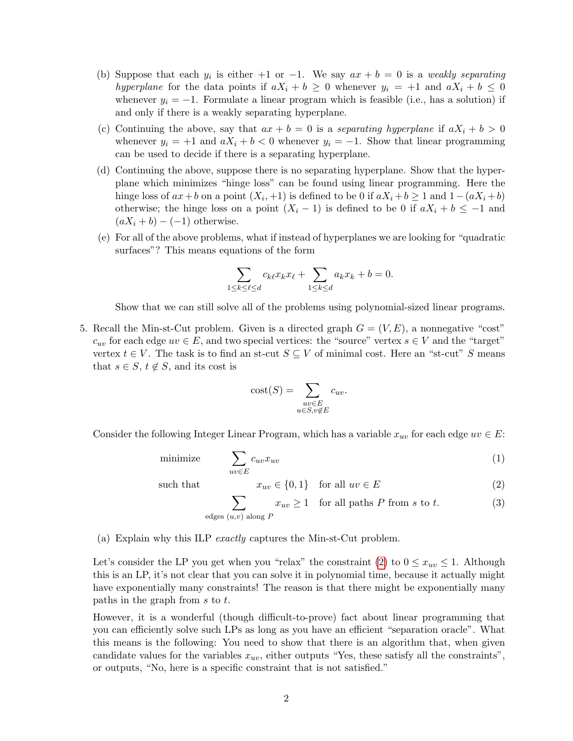(b) Suppose that each $y_i$ is either $+1$ or $-1$. We say $ax + b = 0$ is a *weakly separating hyperplane* for the data points if $aX_i + b \geq 0$ whenever $y_i = +1$ and $aX_i + b \leq 0$ whenever $y_i = -1$. Formulate a linear program which is feasible (i.e., has a solution) if and only if there is a weakly separating hyperplane.

(c) Continuing the above, say that $ax + b = 0$ is a *separating hyperplane* if $aX_i + b > 0$ whenever $y_i = +1$ and $aX_i + b < 0$ whenever $y_i = -1$. Show that linear programming can be used to decide if there is a separating hyperplane.

(d) Continuing the above, suppose there is no separating hyperplane. Show that the hyperplane which minimizes "hinge loss" can be found using linear programming. Here the hinge loss of $ax+b$ on a point $(X_i, +1)$ is defined to be 0 if $aX_i + b \geq 1$ and $1 - (aX_i + b)$ otherwise; the hinge loss on a point $(X_i - 1)$ is defined to be 0 if $aX_i + b \leq -1$ and $(aX_i + b) - (-1)$ otherwise.

(e) For all of the above problems, what if instead of hyperplanes we are looking for "quadratic surfaces"? This means equations of the form

$$\sum_{1 \leq k \leq \ell \leq d} c_{k\ell} x_k x_\ell + \sum_{1 \leq k \leq d} a_k x_k + b = 0.$$

Show that we can still solve all of the problems using polynomial-sized linear programs.

5. Recall the Min-st-Cut problem. Given is a directed graph $G = (V, E)$, a nonnegative "cost" $c_{uv}$ for each edge $uv \in E$, and two special vertices: the "source" vertex $s \in V$ and the "target" vertex $t \in V$. The task is to find an st-cut $S \subseteq V$ of minimal cost. Here an "st-cut" $S$ means that $s \in S$, $t \notin S$, and its cost is

$$\text{cost}(S) = \sum_{\substack{uv \in E \\ u \in S, v \notin E}} c_{uv}.$$

Consider the following Integer Linear Program, which has a variable $x_{uv}$ for each edge $uv \in E$:

$$\text{minimize} \qquad \sum_{uv \in E} c_{uv} x_{uv} \tag{1}$$

$$\text{such that} \qquad x_{uv} \in \{0, 1\} \quad \text{for all } uv \in E \tag{2}$$

$$\sum_{\text{edges } (u,v) \text{ along } P} x_{uv} \geq 1 \quad \text{for all paths } P \text{ from } s \text{ to } t. \tag{3}$$

(a) Explain why this ILP *exactly* captures the Min-st-Cut problem.

Let's consider the LP you get when you "relax" the constraint (2) to $0 \leq x_{uv} \leq 1$. Although this is an LP, it's not clear that you can solve it in polynomial time, because it actually might have exponentially many constraints! The reason is that there might be exponentially many paths in the graph from $s$ to $t$.

However, it is a wonderful (though difficult-to-prove) fact about linear programming that you can efficiently solve such LPs as long as you have an efficient "separation oracle". What this means is the following: You need to show that there is an algorithm that, when given candidate values for the variables $x_{uv}$, either outputs "Yes, these satisfy all the constraints", or outputs, "No, here is a specific constraint that is not satisfied."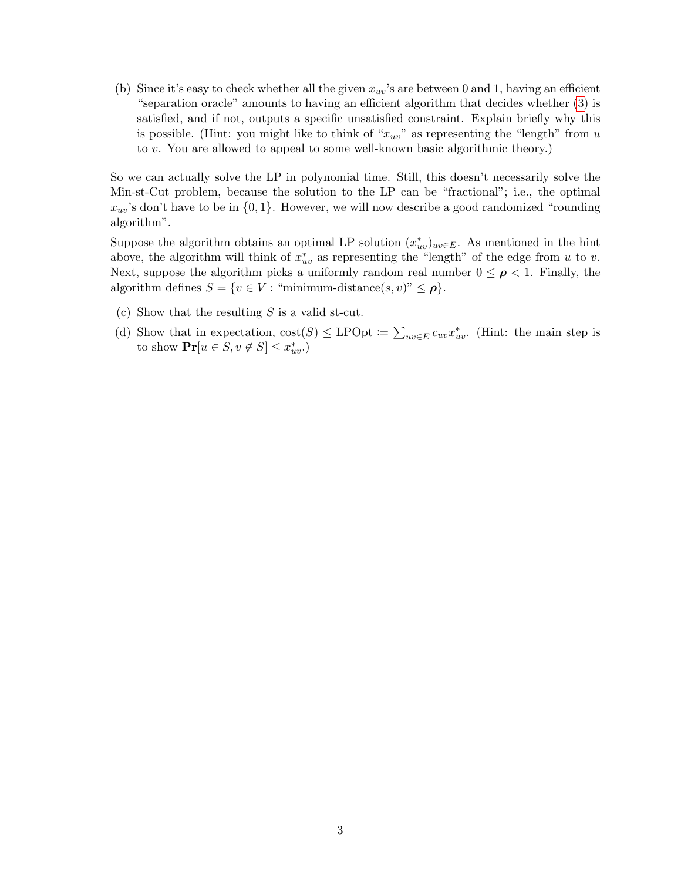(b) Since it's easy to check whether all the given $x_{uv}$'s are between 0 and 1, having an efficient "separation oracle" amounts to having an efficient algorithm that decides whether (3) is satisfied, and if not, outputs a specific unsatisfied constraint. Explain briefly why this is possible. (Hint: you might like to think of "$x_{uv}$" as representing the "length" from $u$ to $v$. You are allowed to appeal to some well-known basic algorithmic theory.)

So we can actually solve the LP in polynomial time. Still, this doesn't necessarily solve the Min-st-Cut problem, because the solution to the LP can be "fractional"; i.e., the optimal $x_{uv}$'s don't have to be in $\{0, 1\}$. However, we will now describe a good randomized "rounding algorithm".

Suppose the algorithm obtains an optimal LP solution $(x^*_{uv})_{uv \in E}$. As mentioned in the hint above, the algorithm will think of $x^*_{uv}$ as representing the "length" of the edge from $u$ to $v$. Next, suppose the algorithm picks a uniformly random real number $0 \leq \boldsymbol{\rho} < 1$. Finally, the algorithm defines $S = \{v \in V : \text{"minimum-distance}(s, v)\text{"} \leq \boldsymbol{\rho}\}$.

(c) Show that the resulting $S$ is a valid st-cut.

(d) Show that in expectation, $\text{cost}(S) \leq \text{LPOpt} := \sum_{uv \in E} c_{uv} x^*_{uv}$. (Hint: the main step is to show $\mathbf{Pr}[u \in S, v \notin S] \leq x^*_{uv}$.)